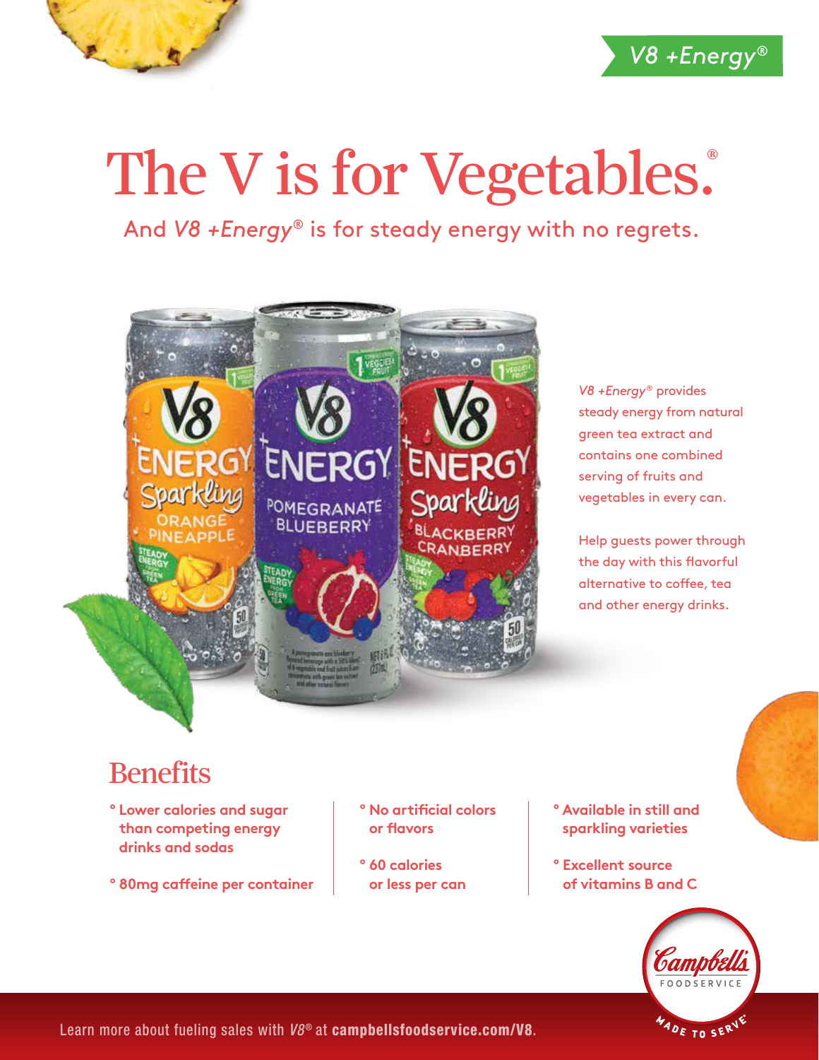*V8 +Energy®*

# The V is for Vegetables.®

And *V8 +Energy®* is for steady energy with no regrets.

*V8 +Energy®* provides steady energy from natural green tea extract and contains one combined serving of fruits and vegetables in every can.

Help guests power through the day with this flavorful alternative to coffee, tea and other energy drinks.

## Benefits

- **Lower calories and sugar than competing energy drinks and sodas**
- **80mg caffeine per container**
- **No artificial colors or flavors**
- **60 calories or less per can**
- **Available in still and sparkling varieties**
- **Excellent source of vitamins B and C**

Learn more about fueling sales with *V8®* at **campbellsfoodservice.com/V8**.

Campbell's FOODSERVICE — MADE TO SERVE®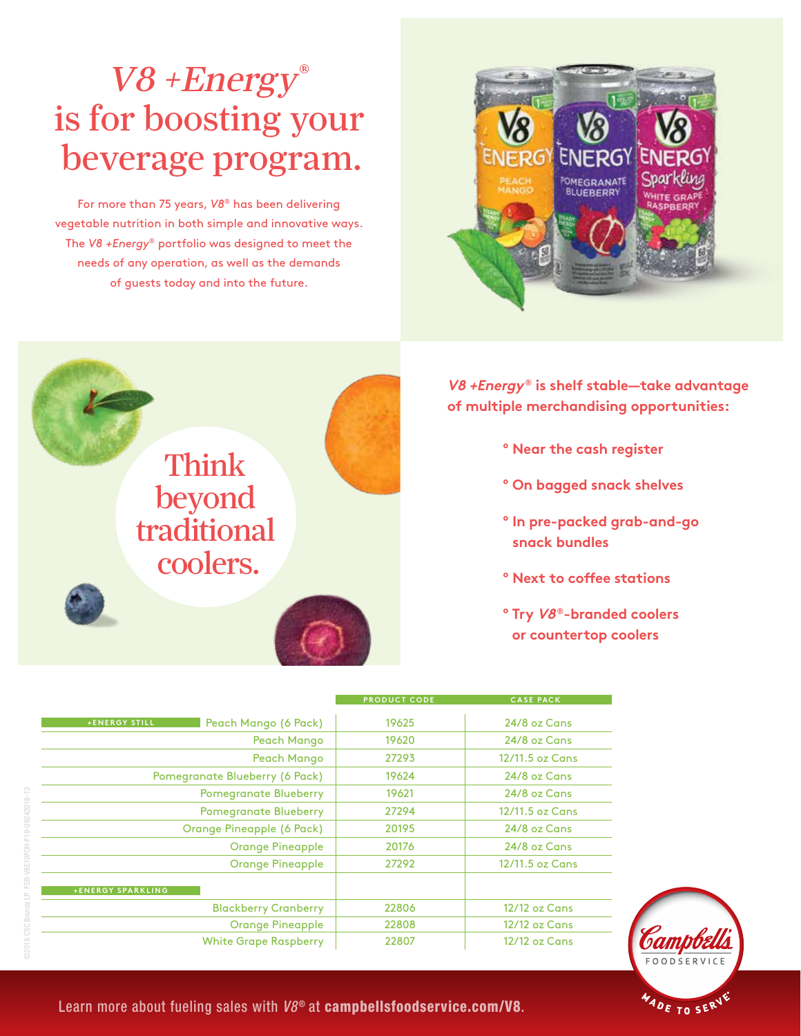# *V8 +Energy®* is for boosting your beverage program.

For more than 75 years, *V8®* has been delivering vegetable nutrition in both simple and innovative ways. The *V8 +Energy®* portfolio was designed to meet the needs of any operation, as well as the demands of guests today and into the future.

## Think beyond traditional coolers.

***V8 +Energy®* is shelf stable—take advantage of multiple merchandising opportunities:**

- **Near the cash register**
- **On bagged snack shelves**
- **In pre-packed grab-and-go snack bundles**
- **Next to coffee stations**
- **Try *V8®*-branded coolers or countertop coolers**

| | | PRODUCT CODE | CASE PACK |
|---|---|---|---|
| +ENERGY STILL | Peach Mango (6 Pack) | 19625 | 24/8 oz Cans |
| | Peach Mango | 19620 | 24/8 oz Cans |
| | Peach Mango | 27293 | 12/11.5 oz Cans |
| | Pomegranate Blueberry (6 Pack) | 19624 | 24/8 oz Cans |
| | Pomegranate Blueberry | 19621 | 24/8 oz Cans |
| | Pomegranate Blueberry | 27294 | 12/11.5 oz Cans |
| | Orange Pineapple (6 Pack) | 20195 | 24/8 oz Cans |
| | Orange Pineapple | 20176 | 24/8 oz Cans |
| | Orange Pineapple | 27292 | 12/11.5 oz Cans |
| +ENERGY SPARKLING | | | |
| | Blackberry Cranberry | 22806 | 12/12 oz Cans |
| | Orange Pineapple | 22808 | 12/12 oz Cans |
| | White Grape Raspberry | 22807 | 12/12 oz Cans |

©2018 CSC Brands LP FSB-V8E1OFOH-F19-09242018-13

Campbell's FOODSERVICE — MADE TO SERVE®

Learn more about fueling sales with *V8®* at **campbellsfoodservice.com/V8**.